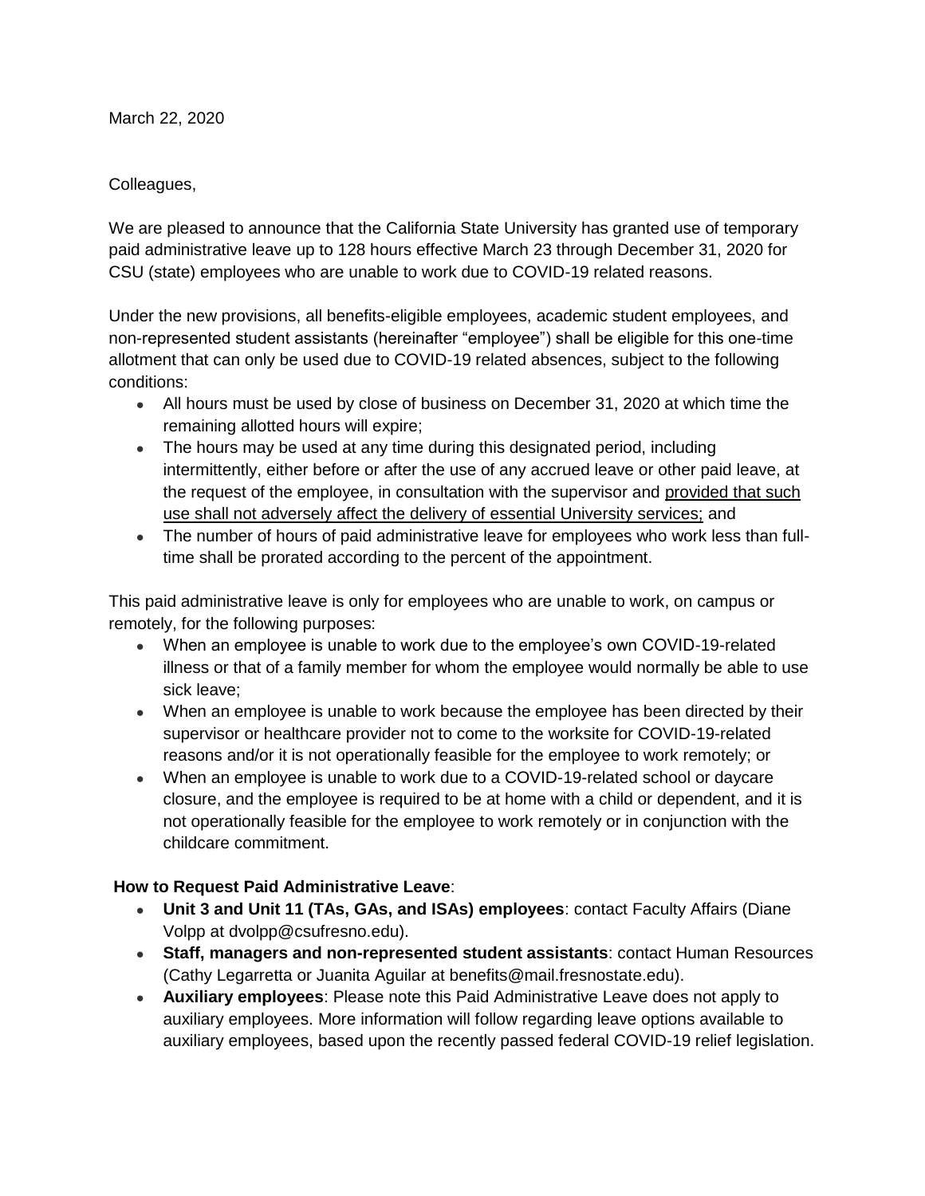March 22, 2020

Colleagues,

We are pleased to announce that the California State University has granted use of temporary paid administrative leave up to 128 hours effective March 23 through December 31, 2020 for CSU (state) employees who are unable to work due to COVID-19 related reasons.

Under the new provisions, all benefits-eligible employees, academic student employees, and non-represented student assistants (hereinafter "employee") shall be eligible for this one-time allotment that can only be used due to COVID-19 related absences, subject to the following conditions:

- All hours must be used by close of business on December 31, 2020 at which time the remaining allotted hours will expire;
- The hours may be used at any time during this designated period, including intermittently, either before or after the use of any accrued leave or other paid leave, at the request of the employee, in consultation with the supervisor and <u>provided that such use shall not adversely affect the delivery of essential University services;</u> and
- The number of hours of paid administrative leave for employees who work less than full-time shall be prorated according to the percent of the appointment.

This paid administrative leave is only for employees who are unable to work, on campus or remotely, for the following purposes:

- When an employee is unable to work due to the employee's own COVID-19-related illness or that of a family member for whom the employee would normally be able to use sick leave;
- When an employee is unable to work because the employee has been directed by their supervisor or healthcare provider not to come to the worksite for COVID-19-related reasons and/or it is not operationally feasible for the employee to work remotely; or
- When an employee is unable to work due to a COVID-19-related school or daycare closure, and the employee is required to be at home with a child or dependent, and it is not operationally feasible for the employee to work remotely or in conjunction with the childcare commitment.

**How to Request Paid Administrative Leave**:

- **Unit 3 and Unit 11 (TAs, GAs, and ISAs) employees**: contact Faculty Affairs (Diane Volpp at dvolpp@csufresno.edu).
- **Staff, managers and non-represented student assistants**: contact Human Resources (Cathy Legarretta or Juanita Aguilar at benefits@mail.fresnostate.edu).
- **Auxiliary employees**: Please note this Paid Administrative Leave does not apply to auxiliary employees. More information will follow regarding leave options available to auxiliary employees, based upon the recently passed federal COVID-19 relief legislation.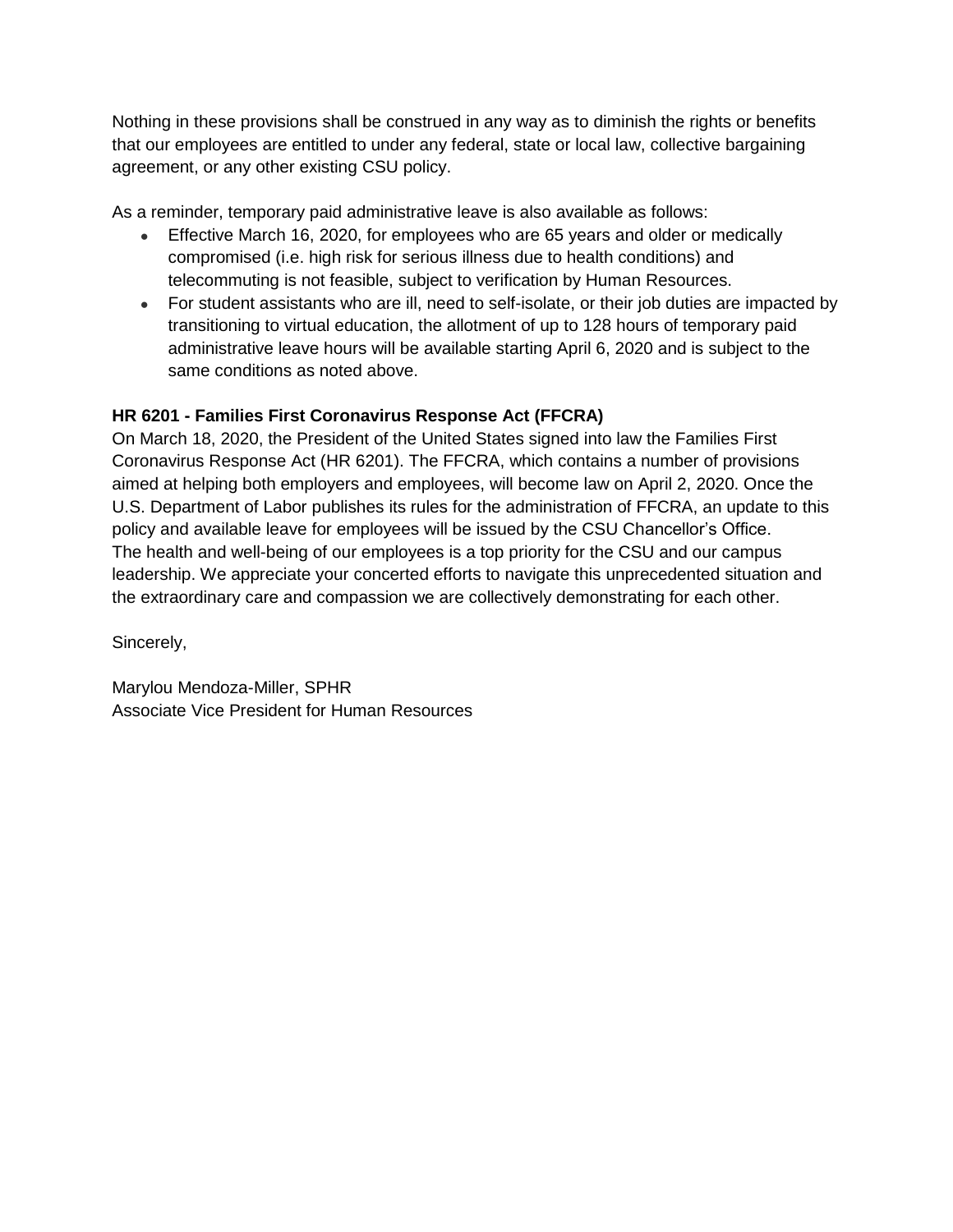Nothing in these provisions shall be construed in any way as to diminish the rights or benefits that our employees are entitled to under any federal, state or local law, collective bargaining agreement, or any other existing CSU policy.

As a reminder, temporary paid administrative leave is also available as follows:

- Effective March 16, 2020, for employees who are 65 years and older or medically compromised (i.e. high risk for serious illness due to health conditions) and telecommuting is not feasible, subject to verification by Human Resources.
- For student assistants who are ill, need to self-isolate, or their job duties are impacted by transitioning to virtual education, the allotment of up to 128 hours of temporary paid administrative leave hours will be available starting April 6, 2020 and is subject to the same conditions as noted above.

**HR 6201 - Families First Coronavirus Response Act (FFCRA)**

On March 18, 2020, the President of the United States signed into law the Families First Coronavirus Response Act (HR 6201). The FFCRA, which contains a number of provisions aimed at helping both employers and employees, will become law on April 2, 2020. Once the U.S. Department of Labor publishes its rules for the administration of FFCRA, an update to this policy and available leave for employees will be issued by the CSU Chancellor's Office.
The health and well-being of our employees is a top priority for the CSU and our campus leadership. We appreciate your concerted efforts to navigate this unprecedented situation and the extraordinary care and compassion we are collectively demonstrating for each other.

Sincerely,

Marylou Mendoza-Miller, SPHR
Associate Vice President for Human Resources